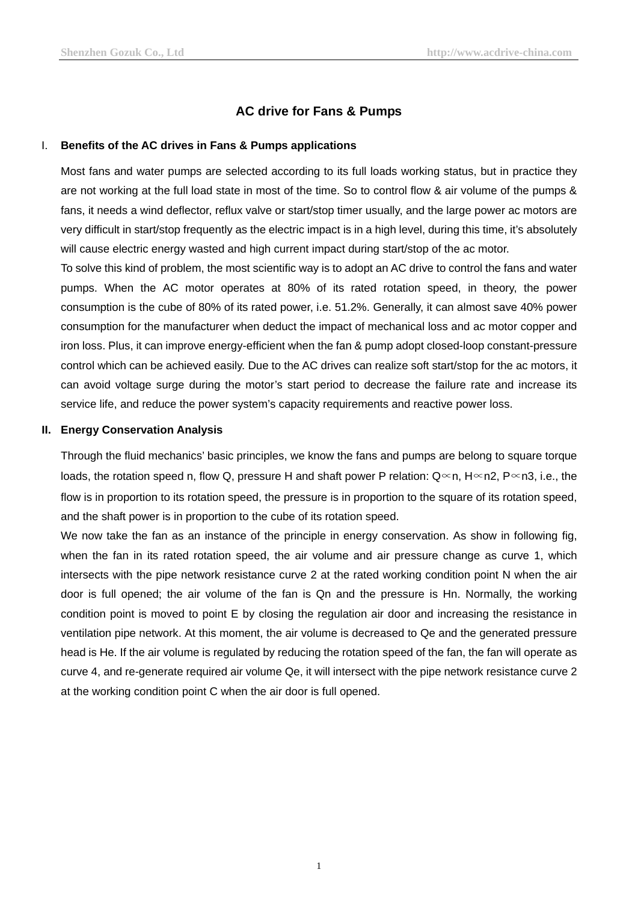# AC drive for Fans & Pumps

## I. Benefits of the AC drives in Fans & Pumps applications

Most fans and water pumps are selected according to its full loads working status, but in practice they are not working at the full load state in most of the time. So to control flow & air volume of the pumps & fans, it needs a wind deflector, reflux valve or start/stop timer usually, and the large power ac motors are very difficult in start/stop frequently as the electric impact is in a high level, during this time, it's absolutely will cause electric energy wasted and high current impact during start/stop of the ac motor.

To solve this kind of problem, the most scientific way is to adopt an AC drive to control the fans and water pumps. When the AC motor operates at 80% of its rated rotation speed, in theory, the power consumption is the cube of 80% of its rated power, i.e. 51.2%. Generally, it can almost save 40% power consumption for the manufacturer when deduct the impact of mechanical loss and ac motor copper and iron loss. Plus, it can improve energy-efficient when the fan & pump adopt closed-loop constant-pressure control which can be achieved easily. Due to the AC drives can realize soft start/stop for the ac motors, it can avoid voltage surge during the motor's start period to decrease the failure rate and increase its service life, and reduce the power system's capacity requirements and reactive power loss.

## II. Energy Conservation Analysis

Through the fluid mechanics' basic principles, we know the fans and pumps are belong to square torque loads, the rotation speed n, flow Q, pressure H and shaft power P relation: $Q \propto n$, $H \propto n2$, $P \propto n3$, i.e., the flow is in proportion to its rotation speed, the pressure is in proportion to the square of its rotation speed, and the shaft power is in proportion to the cube of its rotation speed.

We now take the fan as an instance of the principle in energy conservation. As show in following fig, when the fan in its rated rotation speed, the air volume and air pressure change as curve 1, which intersects with the pipe network resistance curve 2 at the rated working condition point N when the air door is full opened; the air volume of the fan is Qn and the pressure is Hn. Normally, the working condition point is moved to point E by closing the regulation air door and increasing the resistance in ventilation pipe network. At this moment, the air volume is decreased to Qe and the generated pressure head is He. If the air volume is regulated by reducing the rotation speed of the fan, the fan will operate as curve 4, and re-generate required air volume Qe, it will intersect with the pipe network resistance curve 2 at the working condition point C when the air door is full opened.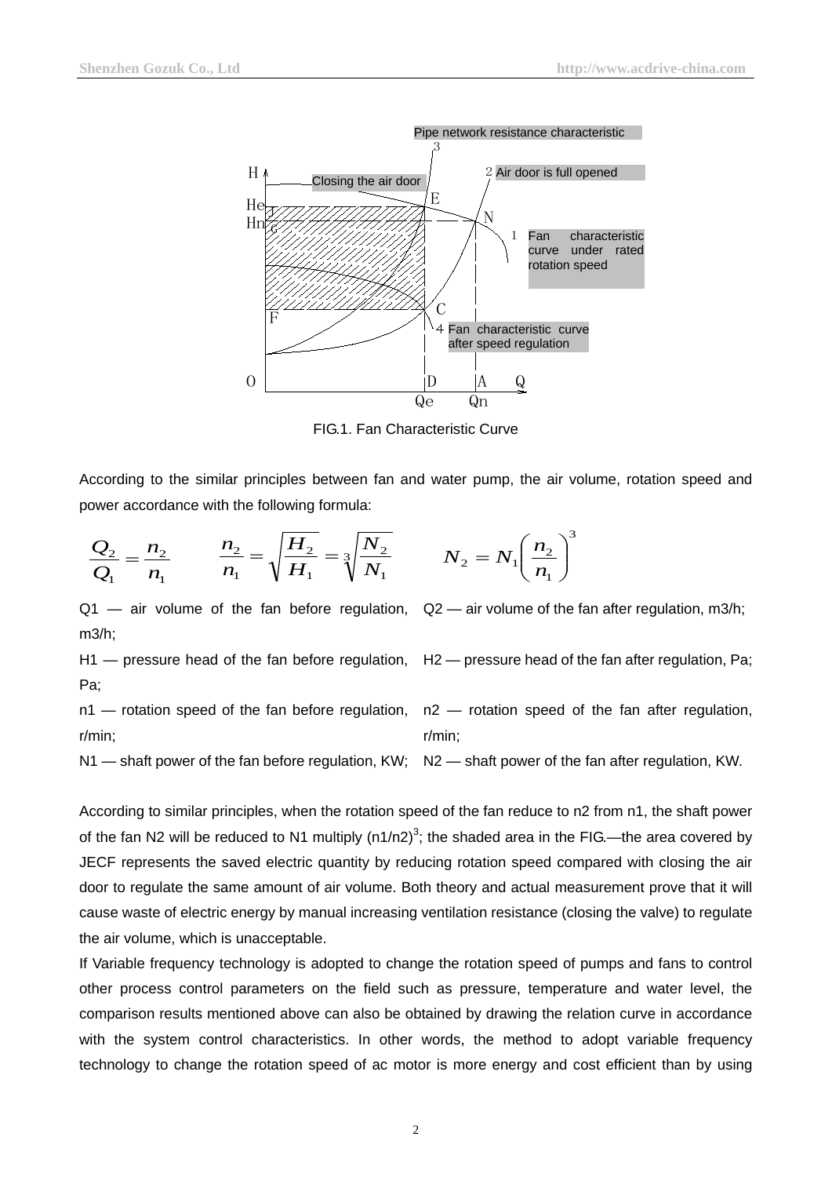Pipe network resistance characteristic

Closing the air door

Air door is full opened

Fan characteristic curve under rated rotation speed

Fan characteristic curve after speed regulation

FIG.1. Fan Characteristic Curve

According to the similar principles between fan and water pump, the air volume, rotation speed and power accordance with the following formula:

$$\frac{Q_2}{Q_1} = \frac{n_2}{n_1} \qquad \frac{n_2}{n_1} = \sqrt{\frac{H_2}{H_1}} = \sqrt[3]{\frac{N_2}{N_1}} \qquad N_2 = N_1\left(\frac{n_2}{n_1}\right)^3$$

Q1 — air volume of the fan before regulation, m3/h; Q2 — air volume of the fan after regulation, m3/h;

H1 — pressure head of the fan before regulation, Pa; H2 — pressure head of the fan after regulation, Pa;

n1 — rotation speed of the fan before regulation, r/min; n2 — rotation speed of the fan after regulation, r/min;

N1 — shaft power of the fan before regulation, KW; N2 — shaft power of the fan after regulation, KW.

According to similar principles, when the rotation speed of the fan reduce to n2 from n1, the shaft power of the fan N2 will be reduced to N1 multiply $(n1/n2)^3$; the shaded area in the FIG.—the area covered by JECF represents the saved electric quantity by reducing rotation speed compared with closing the air door to regulate the same amount of air volume. Both theory and actual measurement prove that it will cause waste of electric energy by manual increasing ventilation resistance (closing the valve) to regulate the air volume, which is unacceptable.

If Variable frequency technology is adopted to change the rotation speed of pumps and fans to control other process control parameters on the field such as pressure, temperature and water level, the comparison results mentioned above can also be obtained by drawing the relation curve in accordance with the system control characteristics. In other words, the method to adopt variable frequency technology to change the rotation speed of ac motor is more energy and cost efficient than by using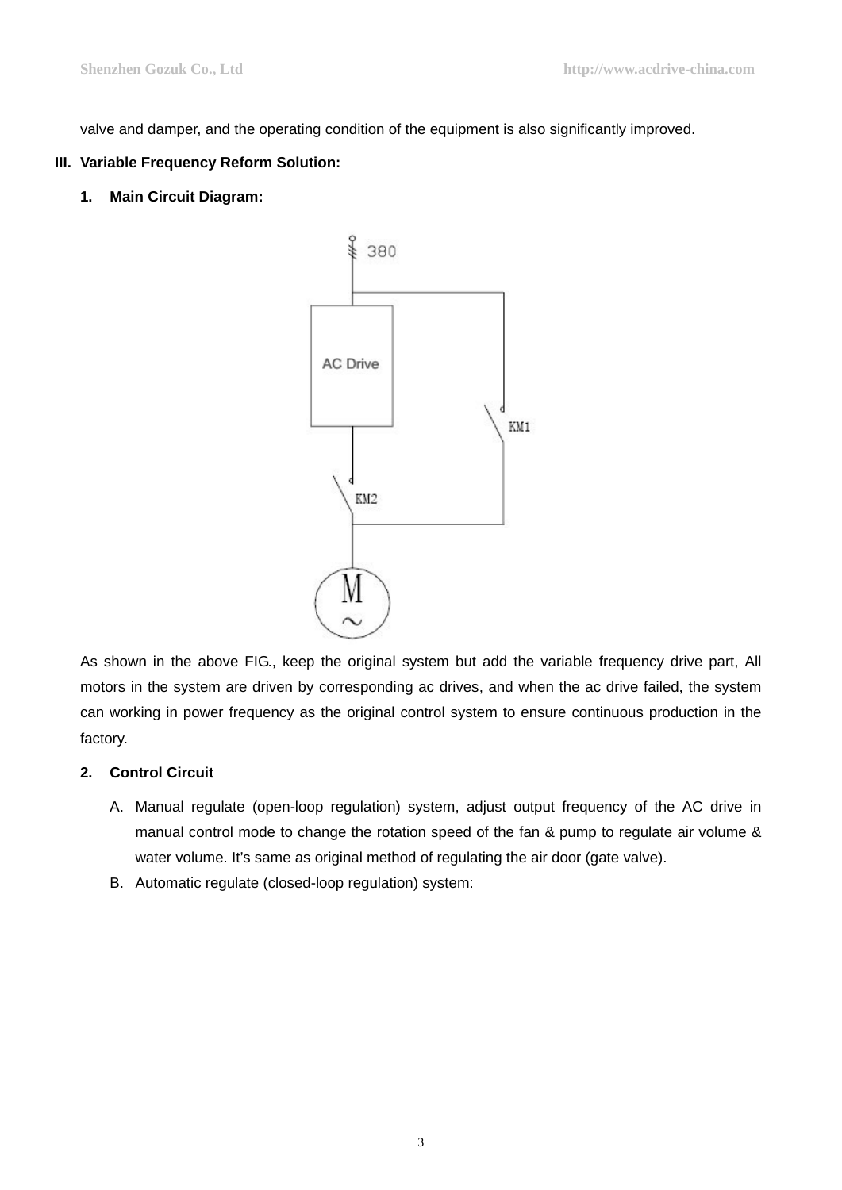valve and damper, and the operating condition of the equipment is also significantly improved.

## III. Variable Frequency Reform Solution:

### 1. Main Circuit Diagram:

As shown in the above FIG., keep the original system but add the variable frequency drive part, All motors in the system are driven by corresponding ac drives, and when the ac drive failed, the system can working in power frequency as the original control system to ensure continuous production in the factory.

### 2. Control Circuit

A. Manual regulate (open-loop regulation) system, adjust output frequency of the AC drive in manual control mode to change the rotation speed of the fan & pump to regulate air volume & water volume. It's same as original method of regulating the air door (gate valve).

B. Automatic regulate (closed-loop regulation) system: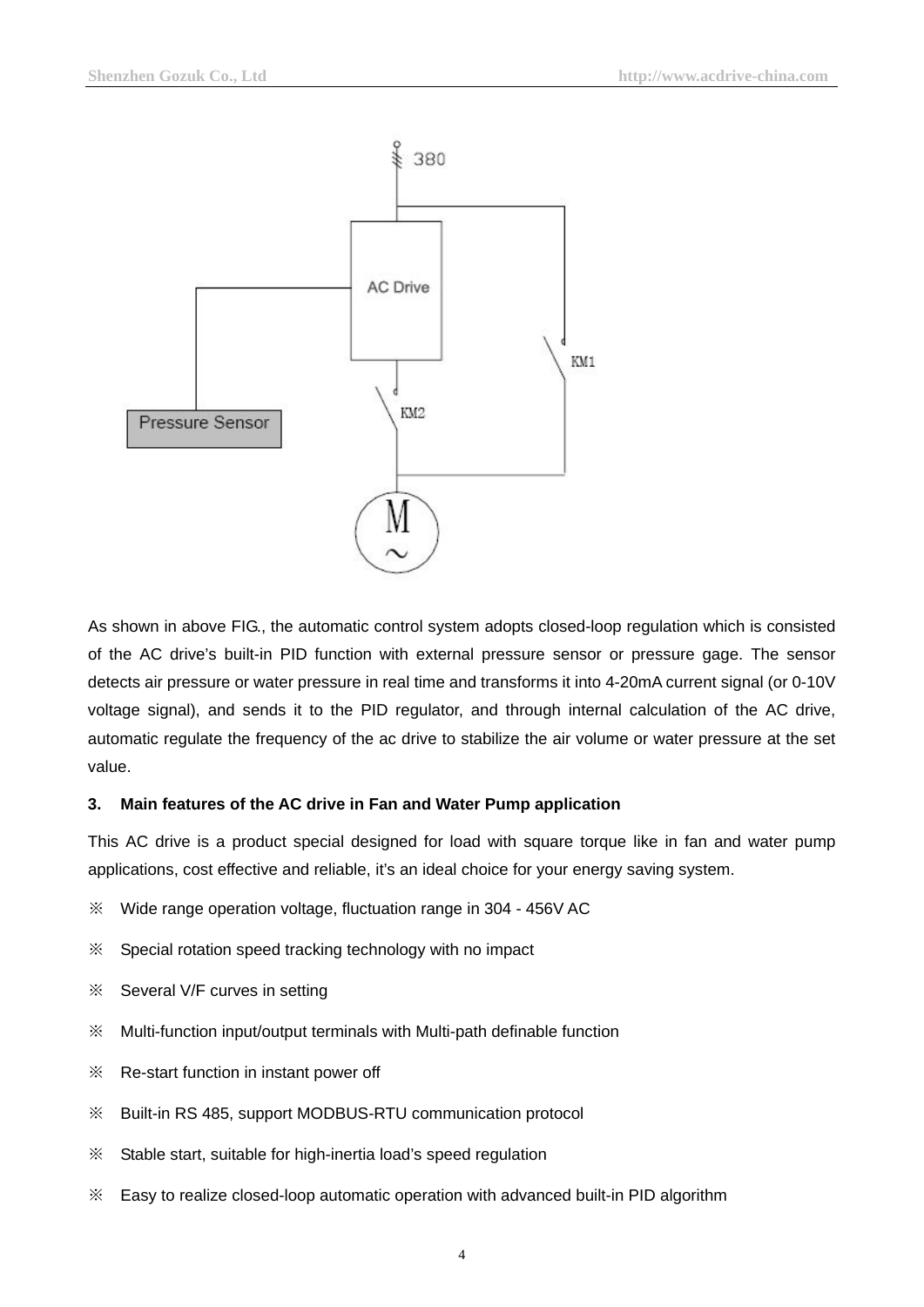As shown in above FIG., the automatic control system adopts closed-loop regulation which is consisted of the AC drive's built-in PID function with external pressure sensor or pressure gage. The sensor detects air pressure or water pressure in real time and transforms it into 4-20mA current signal (or 0-10V voltage signal), and sends it to the PID regulator, and through internal calculation of the AC drive, automatic regulate the frequency of the ac drive to stabilize the air volume or water pressure at the set value.

### 3. Main features of the AC drive in Fan and Water Pump application

This AC drive is a product special designed for load with square torque like in fan and water pump applications, cost effective and reliable, it's an ideal choice for your energy saving system.

※ Wide range operation voltage, fluctuation range in 304 - 456V AC

※ Special rotation speed tracking technology with no impact

※ Several V/F curves in setting

※ Multi-function input/output terminals with Multi-path definable function

※ Re-start function in instant power off

※ Built-in RS 485, support MODBUS-RTU communication protocol

※ Stable start, suitable for high-inertia load's speed regulation

※ Easy to realize closed-loop automatic operation with advanced built-in PID algorithm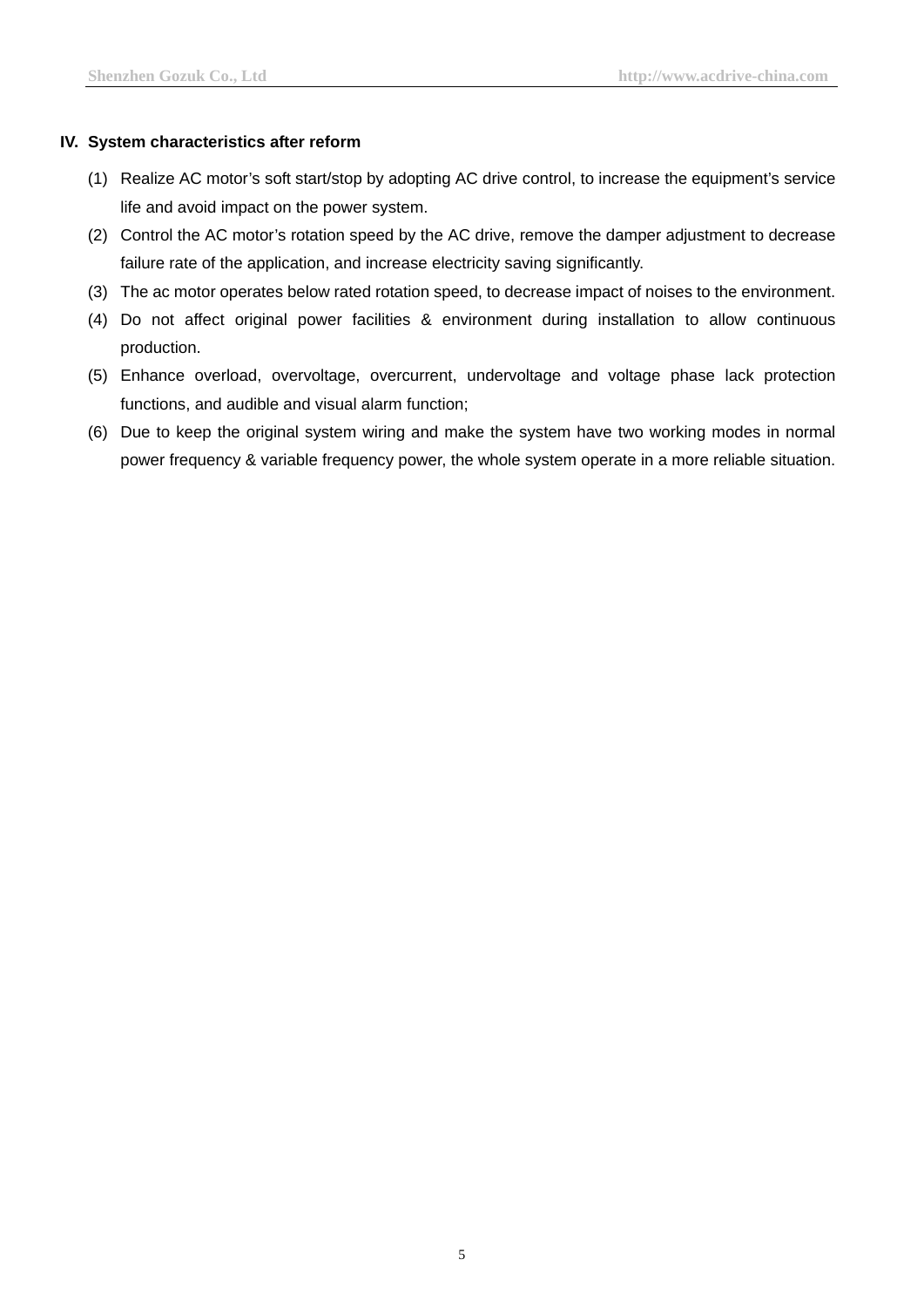## IV. System characteristics after reform

(1) Realize AC motor's soft start/stop by adopting AC drive control, to increase the equipment's service life and avoid impact on the power system.

(2) Control the AC motor's rotation speed by the AC drive, remove the damper adjustment to decrease failure rate of the application, and increase electricity saving significantly.

(3) The ac motor operates below rated rotation speed, to decrease impact of noises to the environment.

(4) Do not affect original power facilities & environment during installation to allow continuous production.

(5) Enhance overload, overvoltage, overcurrent, undervoltage and voltage phase lack protection functions, and audible and visual alarm function;

(6) Due to keep the original system wiring and make the system have two working modes in normal power frequency & variable frequency power, the whole system operate in a more reliable situation.